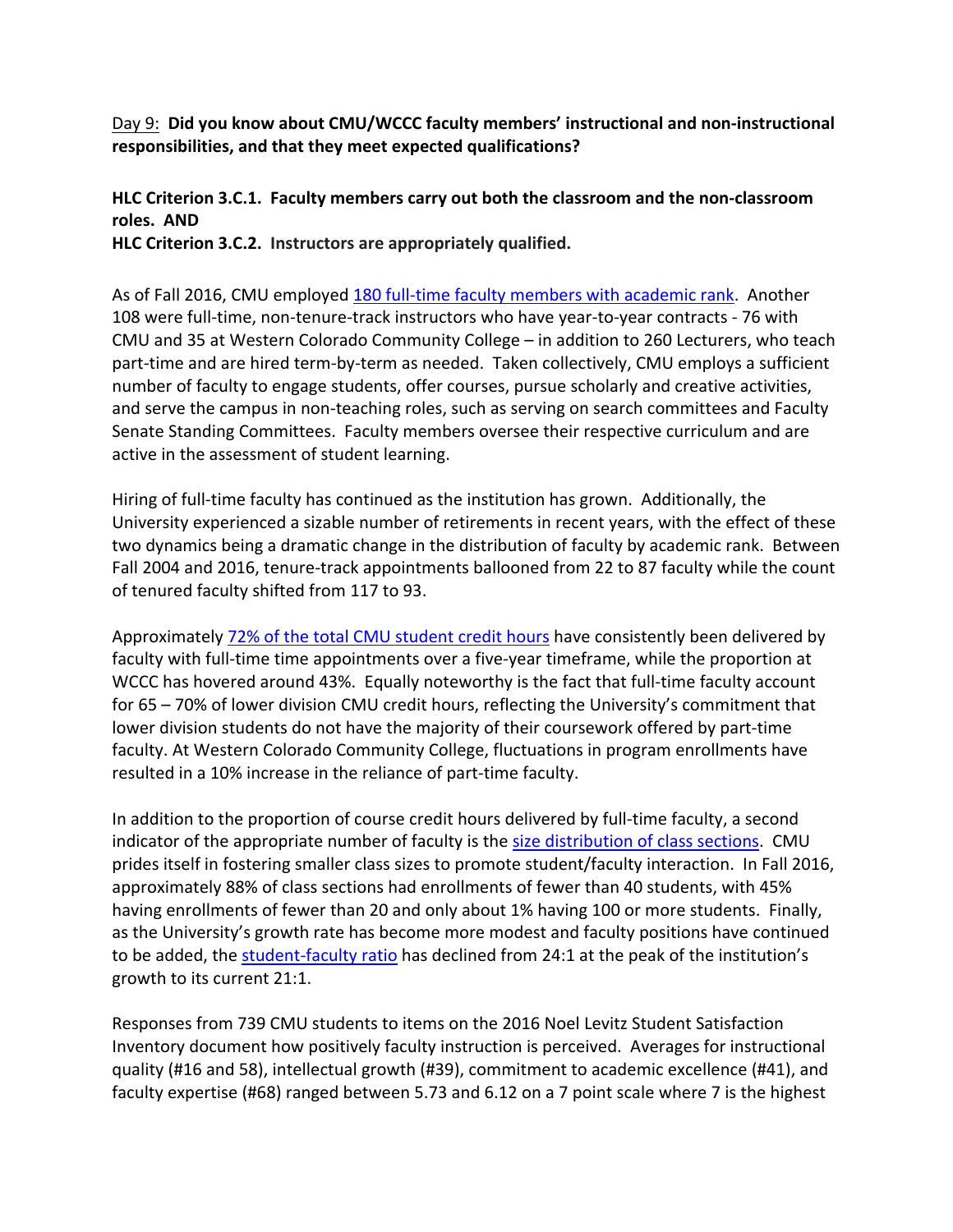Day 9: **Did you know about CMU/WCCC faculty members' instructional and non-instructional responsibilities, and that they meet expected qualifications?**

**HLC Criterion 3.C.1. Faculty members carry out both the classroom and the non-classroom roles. AND**
**HLC Criterion 3.C.2. Instructors are appropriately qualified.**

As of Fall 2016, CMU employed 180 full-time faculty members with academic rank. Another 108 were full-time, non-tenure-track instructors who have year-to-year contracts - 76 with CMU and 35 at Western Colorado Community College – in addition to 260 Lecturers, who teach part-time and are hired term-by-term as needed. Taken collectively, CMU employs a sufficient number of faculty to engage students, offer courses, pursue scholarly and creative activities, and serve the campus in non-teaching roles, such as serving on search committees and Faculty Senate Standing Committees. Faculty members oversee their respective curriculum and are active in the assessment of student learning.

Hiring of full-time faculty has continued as the institution has grown. Additionally, the University experienced a sizable number of retirements in recent years, with the effect of these two dynamics being a dramatic change in the distribution of faculty by academic rank. Between Fall 2004 and 2016, tenure-track appointments ballooned from 22 to 87 faculty while the count of tenured faculty shifted from 117 to 93.

Approximately 72% of the total CMU student credit hours have consistently been delivered by faculty with full-time time appointments over a five-year timeframe, while the proportion at WCCC has hovered around 43%. Equally noteworthy is the fact that full-time faculty account for 65 – 70% of lower division CMU credit hours, reflecting the University's commitment that lower division students do not have the majority of their coursework offered by part-time faculty. At Western Colorado Community College, fluctuations in program enrollments have resulted in a 10% increase in the reliance of part-time faculty.

In addition to the proportion of course credit hours delivered by full-time faculty, a second indicator of the appropriate number of faculty is the size distribution of class sections. CMU prides itself in fostering smaller class sizes to promote student/faculty interaction. In Fall 2016, approximately 88% of class sections had enrollments of fewer than 40 students, with 45% having enrollments of fewer than 20 and only about 1% having 100 or more students. Finally, as the University's growth rate has become more modest and faculty positions have continued to be added, the student-faculty ratio has declined from 24:1 at the peak of the institution's growth to its current 21:1.

Responses from 739 CMU students to items on the 2016 Noel Levitz Student Satisfaction Inventory document how positively faculty instruction is perceived. Averages for instructional quality (#16 and 58), intellectual growth (#39), commitment to academic excellence (#41), and faculty expertise (#68) ranged between 5.73 and 6.12 on a 7 point scale where 7 is the highest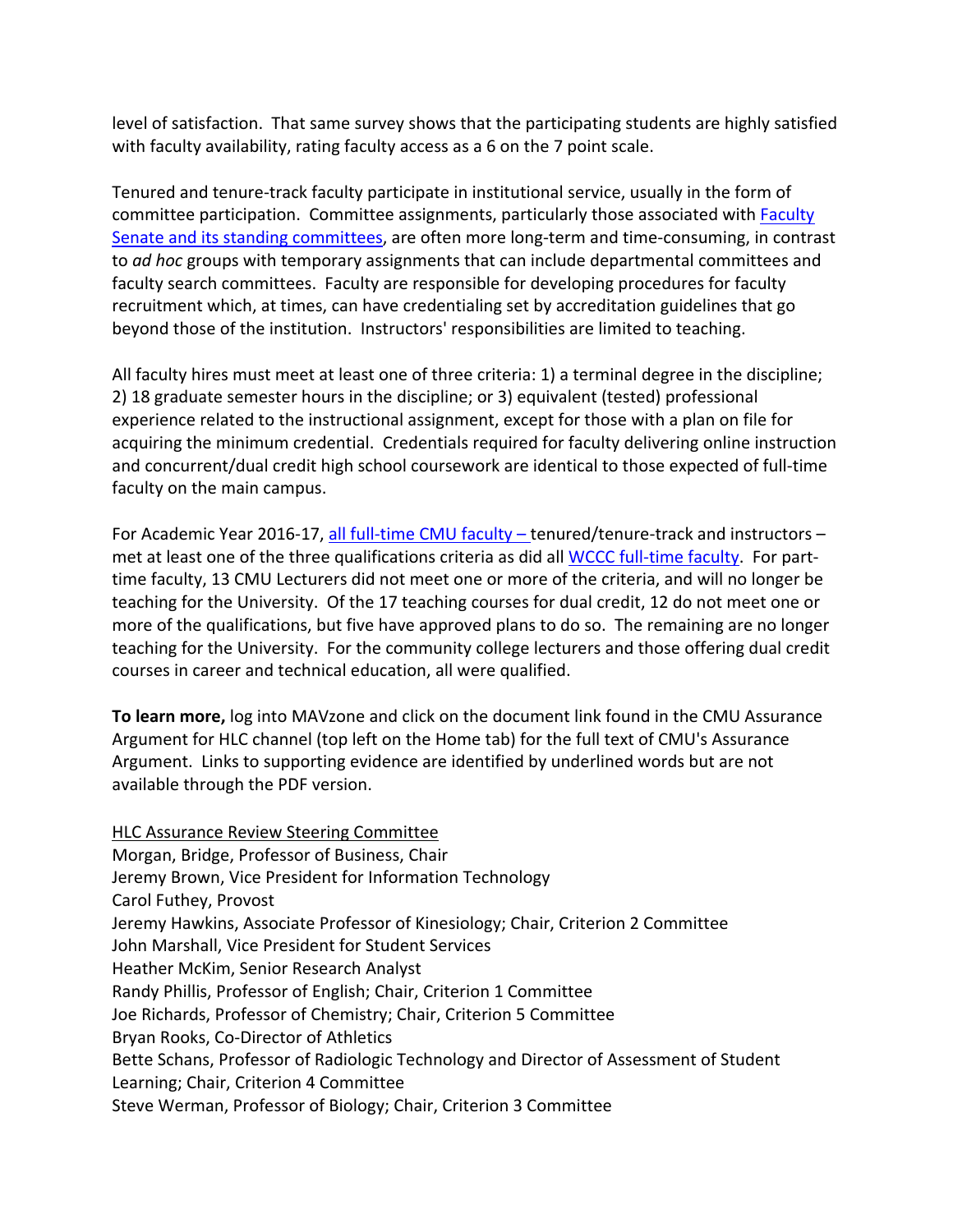level of satisfaction. That same survey shows that the participating students are highly satisfied with faculty availability, rating faculty access as a 6 on the 7 point scale.

Tenured and tenure-track faculty participate in institutional service, usually in the form of committee participation. Committee assignments, particularly those associated with Faculty Senate and its standing committees, are often more long-term and time-consuming, in contrast to *ad hoc* groups with temporary assignments that can include departmental committees and faculty search committees. Faculty are responsible for developing procedures for faculty recruitment which, at times, can have credentialing set by accreditation guidelines that go beyond those of the institution. Instructors' responsibilities are limited to teaching.

All faculty hires must meet at least one of three criteria: 1) a terminal degree in the discipline; 2) 18 graduate semester hours in the discipline; or 3) equivalent (tested) professional experience related to the instructional assignment, except for those with a plan on file for acquiring the minimum credential. Credentials required for faculty delivering online instruction and concurrent/dual credit high school coursework are identical to those expected of full-time faculty on the main campus.

For Academic Year 2016-17, all full-time CMU faculty – tenured/tenure-track and instructors – met at least one of the three qualifications criteria as did all WCCC full-time faculty. For part-time faculty, 13 CMU Lecturers did not meet one or more of the criteria, and will no longer be teaching for the University. Of the 17 teaching courses for dual credit, 12 do not meet one or more of the qualifications, but five have approved plans to do so. The remaining are no longer teaching for the University. For the community college lecturers and those offering dual credit courses in career and technical education, all were qualified.

**To learn more,** log into MAVzone and click on the document link found in the CMU Assurance Argument for HLC channel (top left on the Home tab) for the full text of CMU's Assurance Argument. Links to supporting evidence are identified by underlined words but are not available through the PDF version.

HLC Assurance Review Steering Committee
Morgan, Bridge, Professor of Business, Chair
Jeremy Brown, Vice President for Information Technology
Carol Futhey, Provost
Jeremy Hawkins, Associate Professor of Kinesiology; Chair, Criterion 2 Committee
John Marshall, Vice President for Student Services
Heather McKim, Senior Research Analyst
Randy Phillis, Professor of English; Chair, Criterion 1 Committee
Joe Richards, Professor of Chemistry; Chair, Criterion 5 Committee
Bryan Rooks, Co-Director of Athletics
Bette Schans, Professor of Radiologic Technology and Director of Assessment of Student Learning; Chair, Criterion 4 Committee
Steve Werman, Professor of Biology; Chair, Criterion 3 Committee